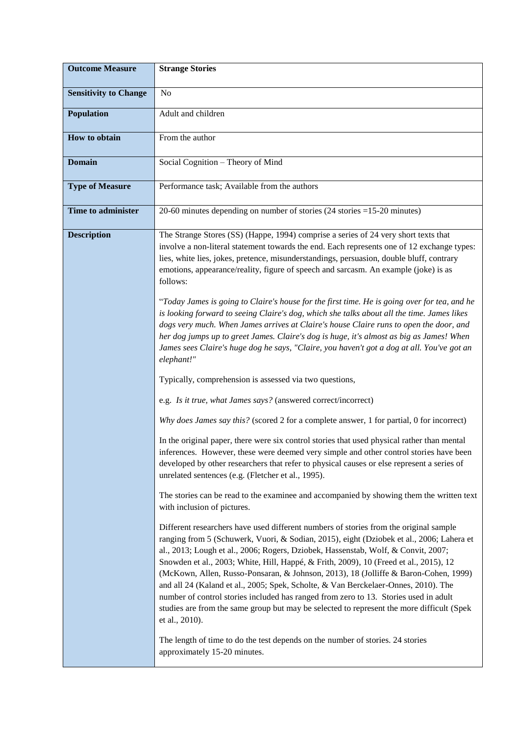| **Outcome Measure** | **Strange Stories** |
| --- | --- |
| **Sensitivity to Change** | No |
| **Population** | Adult and children |
| **How to obtain** | From the author |
| **Domain** | Social Cognition – Theory of Mind |
| **Type of Measure** | Performance task; Available from the authors |
| **Time to administer** | 20-60 minutes depending on number of stories (24 stories =15-20 minutes) |
| **Description** | The Strange Stores (SS) (Happe, 1994) comprise a series of 24 very short texts that involve a non-literal statement towards the end. Each represents one of 12 exchange types: lies, white lies, jokes, pretence, misunderstandings, persuasion, double bluff, contrary emotions, appearance/reality, figure of speech and sarcasm. An example (joke) is as follows:<br><br>"*Today James is going to Claire's house for the first time. He is going over for tea, and he is looking forward to seeing Claire's dog, which she talks about all the time. James likes dogs very much. When James arrives at Claire's house Claire runs to open the door, and her dog jumps up to greet James. Claire's dog is huge, it's almost as big as James! When James sees Claire's huge dog he says, "Claire, you haven't got a dog at all. You've got an elephant!"*<br><br>Typically, comprehension is assessed via two questions,<br><br>e.g. *Is it true, what James says?* (answered correct/incorrect)<br><br>*Why does James say this?* (scored 2 for a complete answer, 1 for partial, 0 for incorrect)<br><br>In the original paper, there were six control stories that used physical rather than mental inferences. However, these were deemed very simple and other control stories have been developed by other researchers that refer to physical causes or else represent a series of unrelated sentences (e.g. (Fletcher et al., 1995).<br><br>The stories can be read to the examinee and accompanied by showing them the written text with inclusion of pictures.<br><br>Different researchers have used different numbers of stories from the original sample ranging from 5 (Schuwerk, Vuori, & Sodian, 2015), eight (Dziobek et al., 2006; Lahera et al., 2013; Lough et al., 2006; Rogers, Dziobek, Hassenstab, Wolf, & Convit, 2007; Snowden et al., 2003; White, Hill, Happé, & Frith, 2009), 10 (Freed et al., 2015), 12 (McKown, Allen, Russo-Ponsaran, & Johnson, 2013), 18 (Jolliffe & Baron-Cohen, 1999) and all 24 (Kaland et al., 2005; Spek, Scholte, & Van Berckelaer-Onnes, 2010). The number of control stories included has ranged from zero to 13. Stories used in adult studies are from the same group but may be selected to represent the more difficult (Spek et al., 2010).<br><br>The length of time to do the test depends on the number of stories. 24 stories approximately 15-20 minutes. |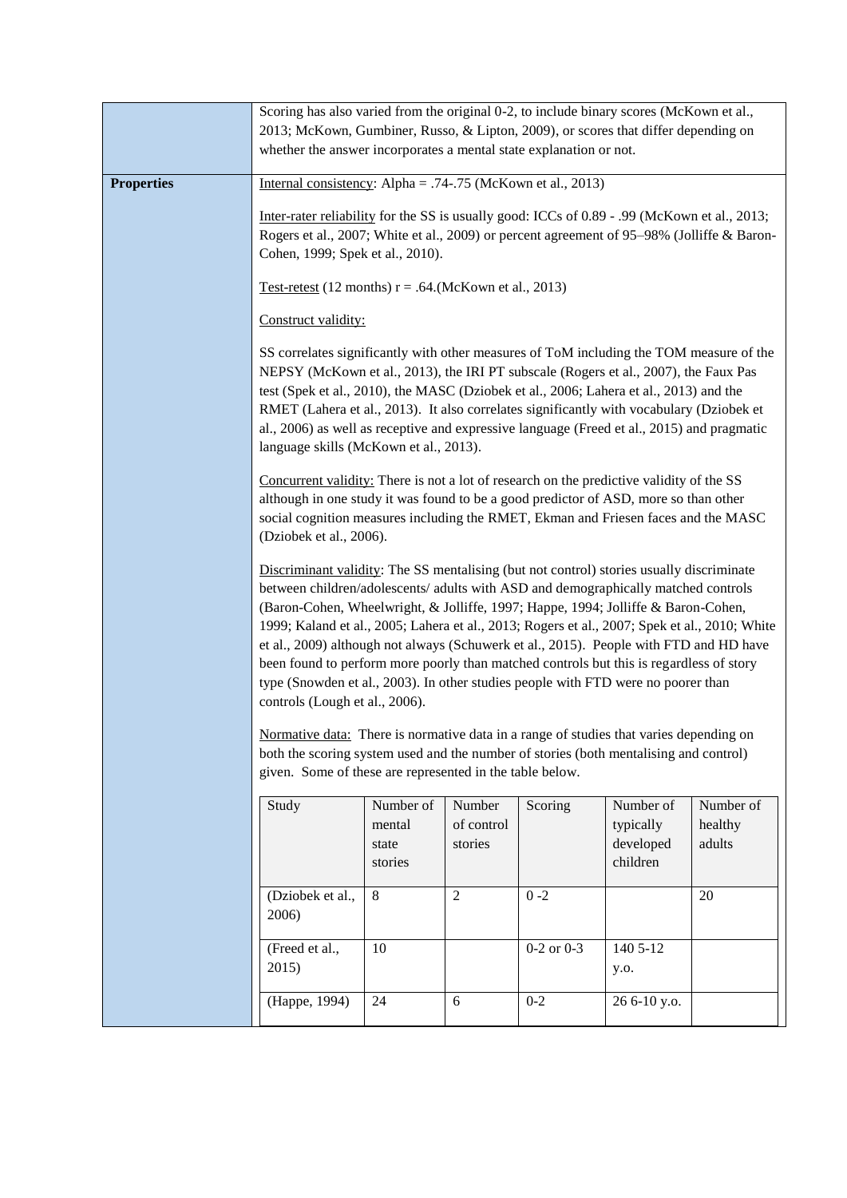| | |
|---|---|
| | Scoring has also varied from the original 0-2, to include binary scores (McKown et al., 2013; McKown, Gumbiner, Russo, & Lipton, 2009), or scores that differ depending on whether the answer incorporates a mental state explanation or not. |
| **Properties** | Internal consistency: Alpha = .74-.75 (McKown et al., 2013)<br><br>Inter-rater reliability for the SS is usually good: ICCs of 0.89 - .99 (McKown et al., 2013; Rogers et al., 2007; White et al., 2009) or percent agreement of 95–98% (Jolliffe & Baron-Cohen, 1999; Spek et al., 2010).<br><br>Test-retest (12 months) r = .64.(McKown et al., 2013)<br><br>Construct validity:<br><br>SS correlates significantly with other measures of ToM including the TOM measure of the NEPSY (McKown et al., 2013), the IRI PT subscale (Rogers et al., 2007), the Faux Pas test (Spek et al., 2010), the MASC (Dziobek et al., 2006; Lahera et al., 2013) and the RMET (Lahera et al., 2013). It also correlates significantly with vocabulary (Dziobek et al., 2006) as well as receptive and expressive language (Freed et al., 2015) and pragmatic language skills (McKown et al., 2013).<br><br>Concurrent validity: There is not a lot of research on the predictive validity of the SS although in one study it was found to be a good predictor of ASD, more so than other social cognition measures including the RMET, Ekman and Friesen faces and the MASC (Dziobek et al., 2006).<br><br>Discriminant validity: The SS mentalising (but not control) stories usually discriminate between children/adolescents/ adults with ASD and demographically matched controls (Baron-Cohen, Wheelwright, & Jolliffe, 1997; Happe, 1994; Jolliffe & Baron-Cohen, 1999; Kaland et al., 2005; Lahera et al., 2013; Rogers et al., 2007; Spek et al., 2010; White et al., 2009) although not always (Schuwerk et al., 2015). People with FTD and HD have been found to perform more poorly than matched controls but this is regardless of story type (Snowden et al., 2003). In other studies people with FTD were no poorer than controls (Lough et al., 2006).<br><br>Normative data: There is normative data in a range of studies that varies depending on both the scoring system used and the number of stories (both mentalising and control) given. Some of these are represented in the table below. |

| Study | Number of mental state stories | Number of control stories | Scoring | Number of typically developed children | Number of healthy adults |
|---|---|---|---|---|---|
| (Dziobek et al., 2006) | 8 | 2 | 0 -2 | | 20 |
| (Freed et al., 2015) | 10 | | 0-2 or 0-3 | 140 5-12 y.o. | |
| (Happe, 1994) | 24 | 6 | 0-2 | 26 6-10 y.o. | |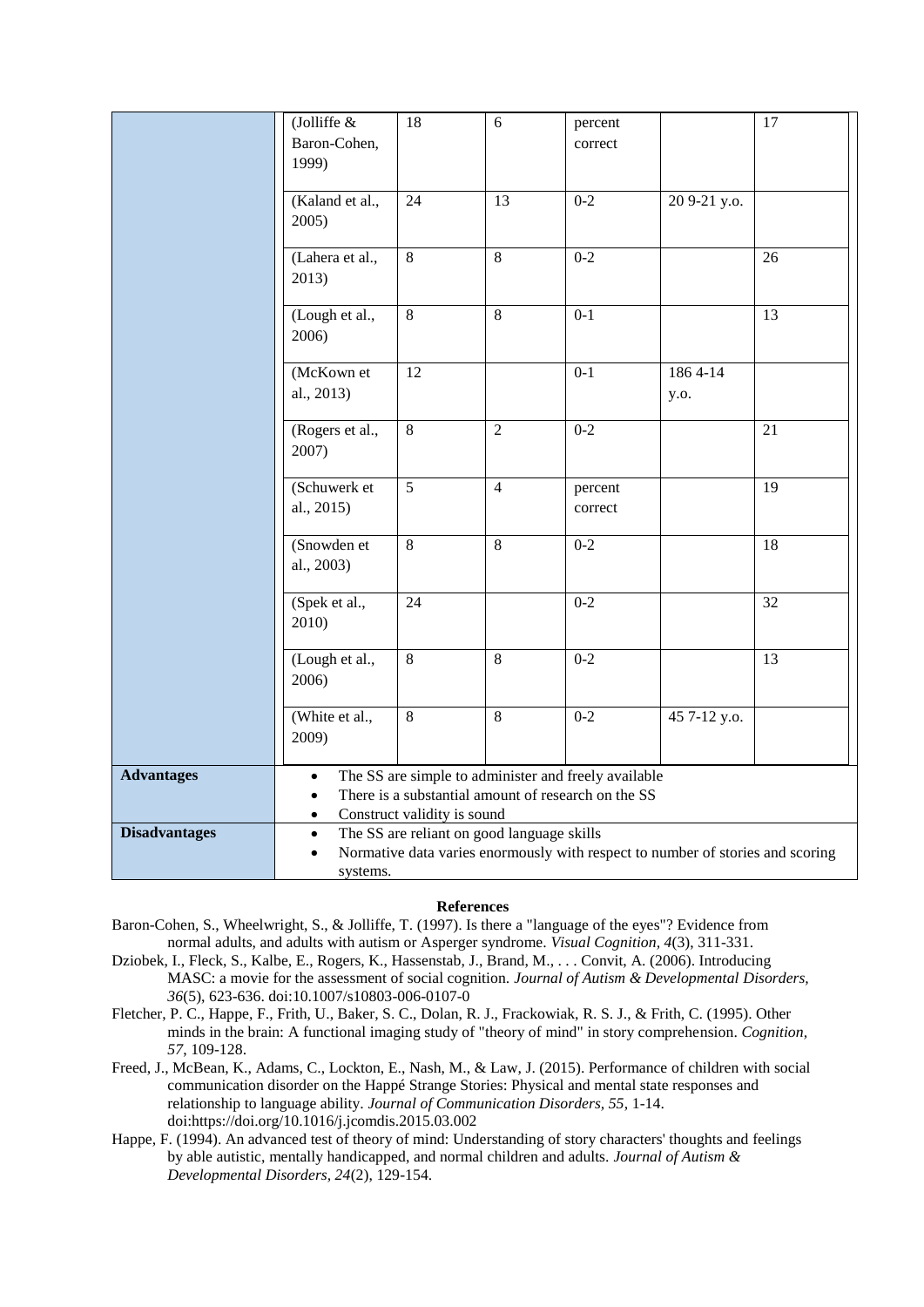| | | | | | | |
|---|---|---|---|---|---|---|
| | (Jolliffe & Baron-Cohen, 1999) | 18 | 6 | percent correct | | 17 |
| | (Kaland et al., 2005) | 24 | 13 | 0-2 | 20 9-21 y.o. | |
| | (Lahera et al., 2013) | 8 | 8 | 0-2 | | 26 |
| | (Lough et al., 2006) | 8 | 8 | 0-1 | | 13 |
| | (McKown et al., 2013) | 12 | | 0-1 | 186 4-14 y.o. | |
| | (Rogers et al., 2007) | 8 | 2 | 0-2 | | 21 |
| | (Schuwerk et al., 2015) | 5 | 4 | percent correct | | 19 |
| | (Snowden et al., 2003) | 8 | 8 | 0-2 | | 18 |
| | (Spek et al., 2010) | 24 | | 0-2 | | 32 |
| | (Lough et al., 2006) | 8 | 8 | 0-2 | | 13 |
| | (White et al., 2009) | 8 | 8 | 0-2 | 45 7-12 y.o. | |
| **Advantages** | • The SS are simple to administer and freely available<br>• There is a substantial amount of research on the SS<br>• Construct validity is sound | | | | | |
| **Disadvantages** | • The SS are reliant on good language skills<br>• Normative data varies enormously with respect to number of stories and scoring systems. | | | | | |

**References**

Baron-Cohen, S., Wheelwright, S., & Jolliffe, T. (1997). Is there a "language of the eyes"? Evidence from normal adults, and adults with autism or Asperger syndrome. *Visual Cognition, 4*(3), 311-331.

Dziobek, I., Fleck, S., Kalbe, E., Rogers, K., Hassenstab, J., Brand, M., . . . Convit, A. (2006). Introducing MASC: a movie for the assessment of social cognition. *Journal of Autism & Developmental Disorders, 36*(5), 623-636. doi:10.1007/s10803-006-0107-0

Fletcher, P. C., Happe, F., Frith, U., Baker, S. C., Dolan, R. J., Frackowiak, R. S. J., & Frith, C. (1995). Other minds in the brain: A functional imaging study of "theory of mind" in story comprehension. *Cognition, 57*, 109-128.

Freed, J., McBean, K., Adams, C., Lockton, E., Nash, M., & Law, J. (2015). Performance of children with social communication disorder on the Happé Strange Stories: Physical and mental state responses and relationship to language ability. *Journal of Communication Disorders, 55*, 1-14. doi:https://doi.org/10.1016/j.jcomdis.2015.03.002

Happe, F. (1994). An advanced test of theory of mind: Understanding of story characters' thoughts and feelings by able autistic, mentally handicapped, and normal children and adults. *Journal of Autism & Developmental Disorders, 24*(2), 129-154.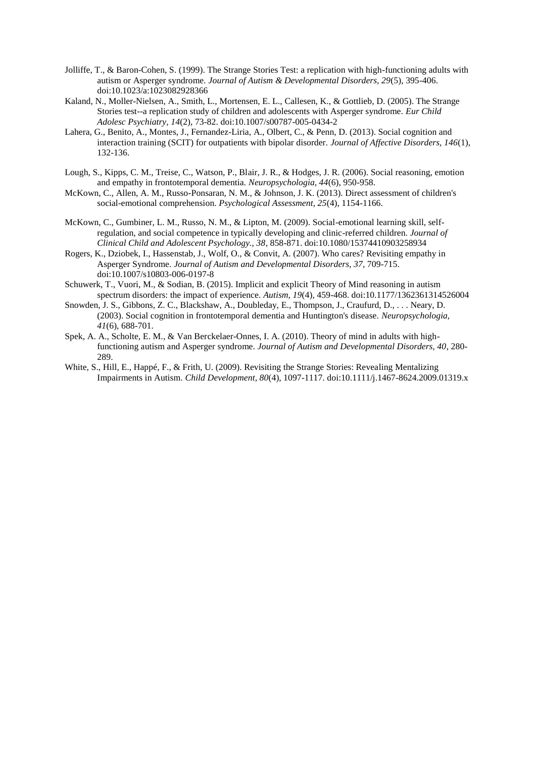Jolliffe, T., & Baron-Cohen, S. (1999). The Strange Stories Test: a replication with high-functioning adults with autism or Asperger syndrome. *Journal of Autism & Developmental Disorders, 29*(5), 395-406. doi:10.1023/a:1023082928366

Kaland, N., Moller-Nielsen, A., Smith, L., Mortensen, E. L., Callesen, K., & Gottlieb, D. (2005). The Strange Stories test--a replication study of children and adolescents with Asperger syndrome. *Eur Child Adolesc Psychiatry, 14*(2), 73-82. doi:10.1007/s00787-005-0434-2

Lahera, G., Benito, A., Montes, J., Fernandez-Liria, A., Olbert, C., & Penn, D. (2013). Social cognition and interaction training (SCIT) for outpatients with bipolar disorder. *Journal of Affective Disorders, 146*(1), 132-136.

Lough, S., Kipps, C. M., Treise, C., Watson, P., Blair, J. R., & Hodges, J. R. (2006). Social reasoning, emotion and empathy in frontotemporal dementia. *Neuropsychologia, 44*(6), 950-958.

McKown, C., Allen, A. M., Russo-Ponsaran, N. M., & Johnson, J. K. (2013). Direct assessment of children's social-emotional comprehension. *Psychological Assessment, 25*(4), 1154-1166.

McKown, C., Gumbiner, L. M., Russo, N. M., & Lipton, M. (2009). Social-emotional learning skill, self-regulation, and social competence in typically developing and clinic-referred children. *Journal of Clinical Child and Adolescent Psychology., 38*, 858-871. doi:10.1080/15374410903258934

Rogers, K., Dziobek, I., Hassenstab, J., Wolf, O., & Convit, A. (2007). Who cares? Revisiting empathy in Asperger Syndrome. *Journal of Autism and Developmental Disorders, 37*, 709-715. doi:10.1007/s10803-006-0197-8

Schuwerk, T., Vuori, M., & Sodian, B. (2015). Implicit and explicit Theory of Mind reasoning in autism spectrum disorders: the impact of experience. *Autism, 19*(4), 459-468. doi:10.1177/1362361314526004

Snowden, J. S., Gibbons, Z. C., Blackshaw, A., Doubleday, E., Thompson, J., Craufurd, D., . . . Neary, D. (2003). Social cognition in frontotemporal dementia and Huntington's disease. *Neuropsychologia, 41*(6), 688-701.

Spek, A. A., Scholte, E. M., & Van Berckelaer-Onnes, I. A. (2010). Theory of mind in adults with high-functioning autism and Asperger syndrome. *Journal of Autism and Developmental Disorders, 40*, 280-289.

White, S., Hill, E., Happé, F., & Frith, U. (2009). Revisiting the Strange Stories: Revealing Mentalizing Impairments in Autism. *Child Development, 80*(4), 1097-1117. doi:10.1111/j.1467-8624.2009.01319.x